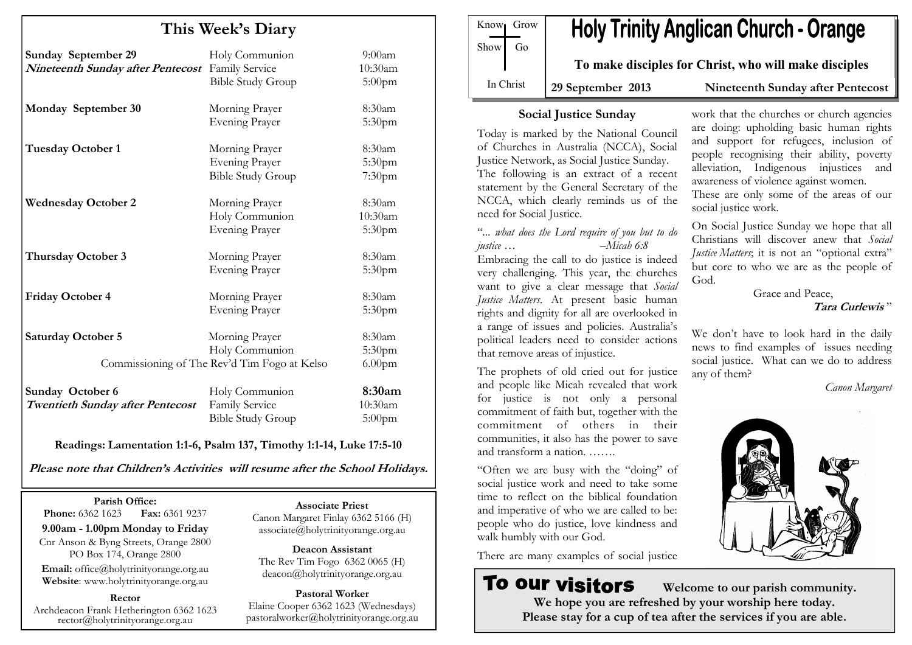# Holy Trinity Anglican Church - Orange

Know Grow
Show Go
In Christ

**To make disciples for Christ, who will make disciples**

**29 September 2013** **Nineteenth Sunday after Pentecost**

## This Week's Diary

| | | |
|---|---|---|
| **Sunday September 29** | Holy Communion | 9:00am |
| ***Nineteenth Sunday after Pentecost*** | Family Service | 10:30am |
| | Bible Study Group | 5:00pm |
| **Monday September 30** | Morning Prayer | 8:30am |
| | Evening Prayer | 5:30pm |
| **Tuesday October 1** | Morning Prayer | 8:30am |
| | Evening Prayer | 5:30pm |
| | Bible Study Group | 7:30pm |
| **Wednesday October 2** | Morning Prayer | 8:30am |
| | Holy Communion | 10:30am |
| | Evening Prayer | 5:30pm |
| **Thursday October 3** | Morning Prayer | 8:30am |
| | Evening Prayer | 5:30pm |
| **Friday October 4** | Morning Prayer | 8:30am |
| | Evening Prayer | 5:30pm |
| **Saturday October 5** | Morning Prayer | 8:30am |
| | Holy Communion | 5:30pm |
| | Commissioning of The Rev'd Tim Fogo at Kelso | 6.00pm |
| **Sunday October 6** | Holy Communion | **8:30am** |
| ***Twentieth Sunday after Pentecost*** | Family Service | 10:30am |
| | Bible Study Group | 5:00pm |

**Readings: Lamentation 1:1-6, Psalm 137, Timothy 1:1-14, Luke 17:5-10**

***Please note that Children's Activities will resume after the School Holidays.***

**Parish Office:**
**Phone:** 6362 1623 **Fax:** 6361 9237
**9.00am - 1.00pm Monday to Friday**
Cnr Anson & Byng Streets, Orange 2800
PO Box 174, Orange 2800
**Email:** office@holytrinityorange.org.au
**Website**: www.holytrinityorange.org.au

**Rector**
Archdeacon Frank Hetherington 6362 1623
rector@holytrinityorange.org.au

**Associate Priest**
Canon Margaret Finlay 6362 5166 (H)
associate@holytrinityorange.org.au

**Deacon Assistant**
The Rev Tim Fogo 6362 0065 (H)
deacon@holytrinityorange.org.au

**Pastoral Worker**
Elaine Cooper 6362 1623 (Wednesdays)
pastoralworker@holytrinityorange.org.au

## Social Justice Sunday

Today is marked by the National Council of Churches in Australia (NCCA), Social Justice Network, as Social Justice Sunday. The following is an extract of a recent statement by the General Secretary of the NCCA, which clearly reminds us of the need for Social Justice.

"*... what does the Lord require of you but to do justice … –Micah 6:8*

Embracing the call to do justice is indeed very challenging. This year, the churches want to give a clear message that *Social Justice Matters*. At present basic human rights and dignity for all are overlooked in a range of issues and policies. Australia's political leaders need to consider actions that remove areas of injustice.

The prophets of old cried out for justice and people like Micah revealed that work for justice is not only a personal commitment of faith but, together with the commitment of others in their communities, it also has the power to save and transform a nation. …….

"Often we are busy with the "doing" of social justice work and need to take some time to reflect on the biblical foundation and imperative of who we are called to be: people who do justice, love kindness and walk humbly with our God.

There are many examples of social justice work that the churches or church agencies are doing: upholding basic human rights and support for refugees, inclusion of people recognising their ability, poverty alleviation, Indigenous injustices and awareness of violence against women.

These are only some of the areas of our social justice work.

On Social Justice Sunday we hope that all Christians will discover anew that *Social Justice Matters*; it is not an "optional extra" but core to who we are as the people of God.

Grace and Peace,
***Tara Curlewis***"

We don't have to look hard in the daily news to find examples of issues needing social justice. What can we do to address any of them?

*Canon Margaret*

## To our visitors

**Welcome to our parish community.**
**We hope you are refreshed by your worship here today.**
**Please stay for a cup of tea after the services if you are able.**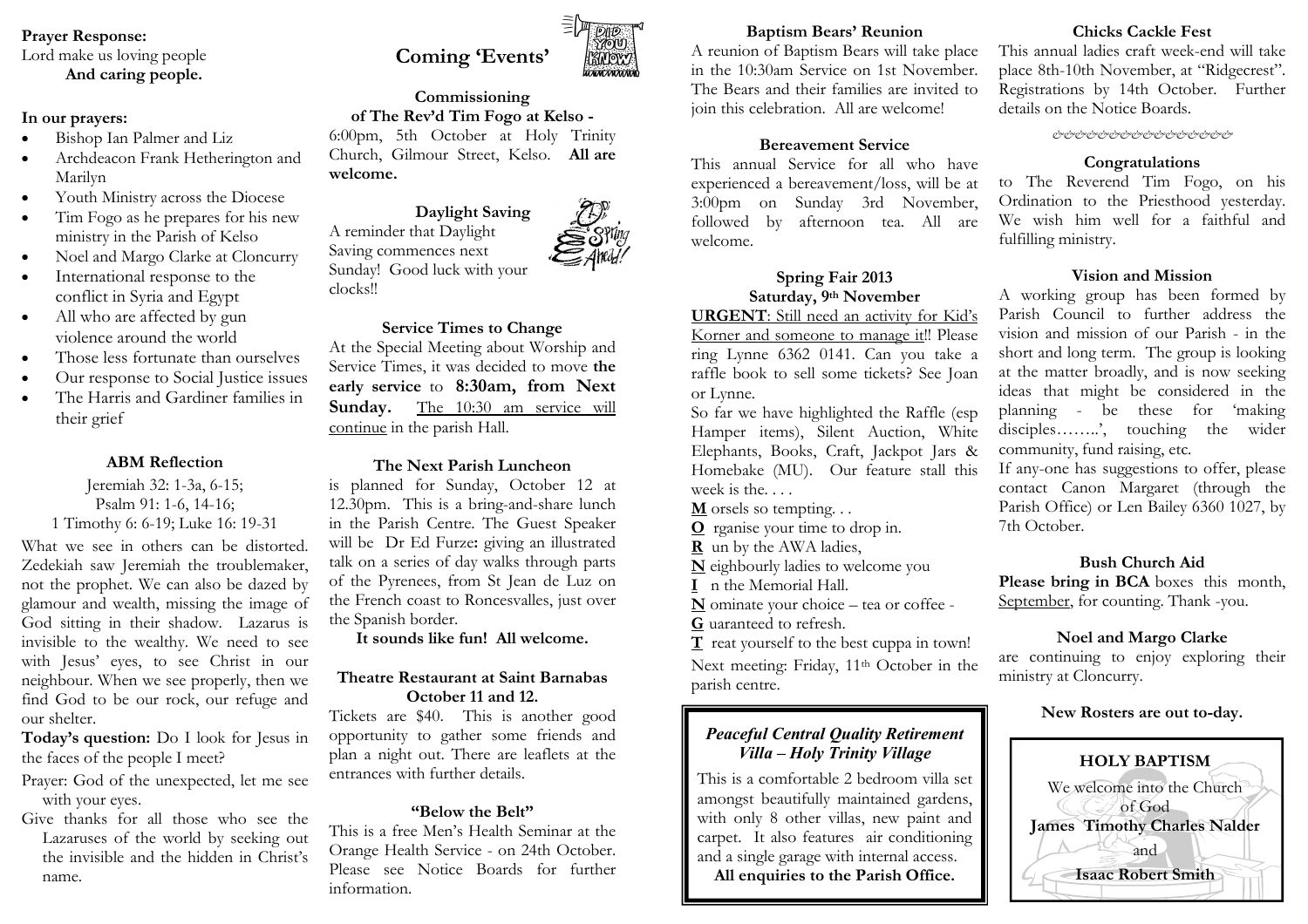**Prayer Response:**
Lord make us loving people
**And caring people.**

**In our prayers:**

- Bishop Ian Palmer and Liz
- Archdeacon Frank Hetherington and Marilyn
- Youth Ministry across the Diocese
- Tim Fogo as he prepares for his new ministry in the Parish of Kelso
- Noel and Margo Clarke at Cloncurry
- International response to the conflict in Syria and Egypt
- All who are affected by gun violence around the world
- Those less fortunate than ourselves
- Our response to Social Justice issues
- The Harris and Gardiner families in their grief

### ABM Reflection

Jeremiah 32: 1-3a, 6-15;
Psalm 91: 1-6, 14-16;
1 Timothy 6: 6-19; Luke 16: 19-31

What we see in others can be distorted. Zedekiah saw Jeremiah the troublemaker, not the prophet. We can also be dazed by glamour and wealth, missing the image of God sitting in their shadow. Lazarus is invisible to the wealthy. We need to see with Jesus' eyes, to see Christ in our neighbour. When we see properly, then we find God to be our rock, our refuge and our shelter.

**Today's question:** Do I look for Jesus in the faces of the people I meet?

Prayer: God of the unexpected, let me see with your eyes.

Give thanks for all those who see the Lazaruses of the world by seeking out the invisible and the hidden in Christ's name.

## Coming 'Events'

### Commissioning of The Rev'd Tim Fogo at Kelso -

6:00pm, 5th October at Holy Trinity Church, Gilmour Street, Kelso. **All are welcome.**

### Daylight Saving

A reminder that Daylight Saving commences next Sunday! Good luck with your clocks!!

### Service Times to Change

At the Special Meeting about Worship and Service Times, it was decided to move **the early service** to **8:30am, from Next Sunday.** The 10:30 am service will continue in the parish Hall.

### The Next Parish Luncheon

is planned for Sunday, October 12 at 12.30pm. This is a bring-and-share lunch in the Parish Centre. The Guest Speaker will be Dr Ed Furze: giving an illustrated talk on a series of day walks through parts of the Pyrenees, from St Jean de Luz on the French coast to Roncesvalles, just over the Spanish border.

**It sounds like fun! All welcome.**

### Theatre Restaurant at Saint Barnabas October 11 and 12.

Tickets are $40. This is another good opportunity to gather some friends and plan a night out. There are leaflets at the entrances with further details.

### "Below the Belt"

This is a free Men's Health Seminar at the Orange Health Service - on 24th October. Please see Notice Boards for further information.

### Baptism Bears' Reunion

A reunion of Baptism Bears will take place in the 10:30am Service on 1st November. The Bears and their families are invited to join this celebration. All are welcome!

### Bereavement Service

This annual Service for all who have experienced a bereavement/loss, will be at 3:00pm on Sunday 3rd November, followed by afternoon tea. All are welcome.

### Spring Fair 2013 Saturday, 9th November

**URGENT**: Still need an activity for Kid's Korner and someone to manage it!! Please ring Lynne 6362 0141. Can you take a raffle book to sell some tickets? See Joan or Lynne.

So far we have highlighted the Raffle (esp Hamper items), Silent Auction, White Elephants, Books, Craft, Jackpot Jars & Homebake (MU). Our feature stall this week is the. . . .

**M** orsels so tempting. . .
**O** rganise your time to drop in.
**R** un by the AWA ladies,
**N** eighbourly ladies to welcome you
**I** n the Memorial Hall.
**N** ominate your choice – tea or coffee -
**G** uaranteed to refresh.
**T** reat yourself to the best cuppa in town!

Next meeting: Friday, 11th October in the parish centre.

### *Peaceful Central Quality Retirement Villa – Holy Trinity Village*

This is a comfortable 2 bedroom villa set amongst beautifully maintained gardens, with only 8 other villas, new paint and carpet. It also features air conditioning and a single garage with internal access.
**All enquiries to the Parish Office.**

### Chicks Cackle Fest

This annual ladies craft week-end will take place 8th-10th November, at "Ridgecrest". Registrations by 14th October. Further details on the Notice Boards.

### Congratulations

to The Reverend Tim Fogo, on his Ordination to the Priesthood yesterday. We wish him well for a faithful and fulfilling ministry.

### Vision and Mission

A working group has been formed by Parish Council to further address the vision and mission of our Parish - in the short and long term. The group is looking at the matter broadly, and is now seeking ideas that might be considered in the planning - be these for 'making disciples……..', touching the wider community, fund raising, etc.

If any-one has suggestions to offer, please contact Canon Margaret (through the Parish Office) or Len Bailey 6360 1027, by 7th October.

### Bush Church Aid

**Please bring in BCA** boxes this month, September, for counting. Thank -you.

### Noel and Margo Clarke

are continuing to enjoy exploring their ministry at Cloncurry.

**New Rosters are out to-day.**

### HOLY BAPTISM

We welcome into the Church of God
**James Timothy Charles Nalder**
and
**Isaac Robert Smith**